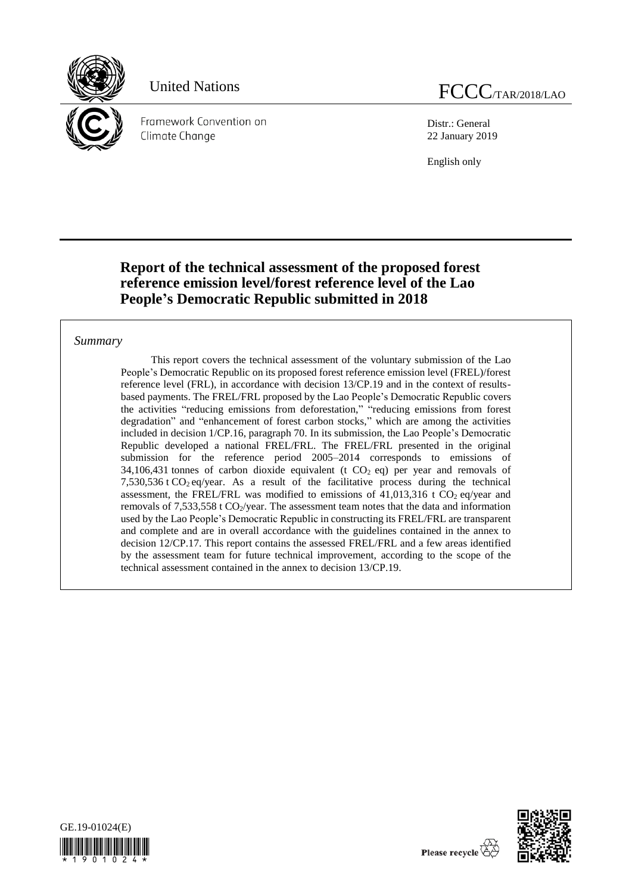United Nations

FCCC/TAR/2018/LAO

Framework Convention on Climate Change

Distr.: General
22 January 2019

English only

# Report of the technical assessment of the proposed forest reference emission level/forest reference level of the Lao People's Democratic Republic submitted in 2018

*Summary*

This report covers the technical assessment of the voluntary submission of the Lao People's Democratic Republic on its proposed forest reference emission level (FREL)/forest reference level (FRL), in accordance with decision 13/CP.19 and in the context of results-based payments. The FREL/FRL proposed by the Lao People's Democratic Republic covers the activities "reducing emissions from deforestation," "reducing emissions from forest degradation" and "enhancement of forest carbon stocks," which are among the activities included in decision 1/CP.16, paragraph 70. In its submission, the Lao People's Democratic Republic developed a national FREL/FRL. The FREL/FRL presented in the original submission for the reference period 2005–2014 corresponds to emissions of 34,106,431 tonnes of carbon dioxide equivalent (t $CO_2$ eq) per year and removals of 7,530,536 t $CO_2$ eq/year. As a result of the facilitative process during the technical assessment, the FREL/FRL was modified to emissions of 41,013,316 t $CO_2$ eq/year and removals of 7,533,558 t $CO_2$/year. The assessment team notes that the data and information used by the Lao People's Democratic Republic in constructing its FREL/FRL are transparent and complete and are in overall accordance with the guidelines contained in the annex to decision 12/CP.17. This report contains the assessed FREL/FRL and a few areas identified by the assessment team for future technical improvement, according to the scope of the technical assessment contained in the annex to decision 13/CP.19.

GE.19-01024(E)

Please recycle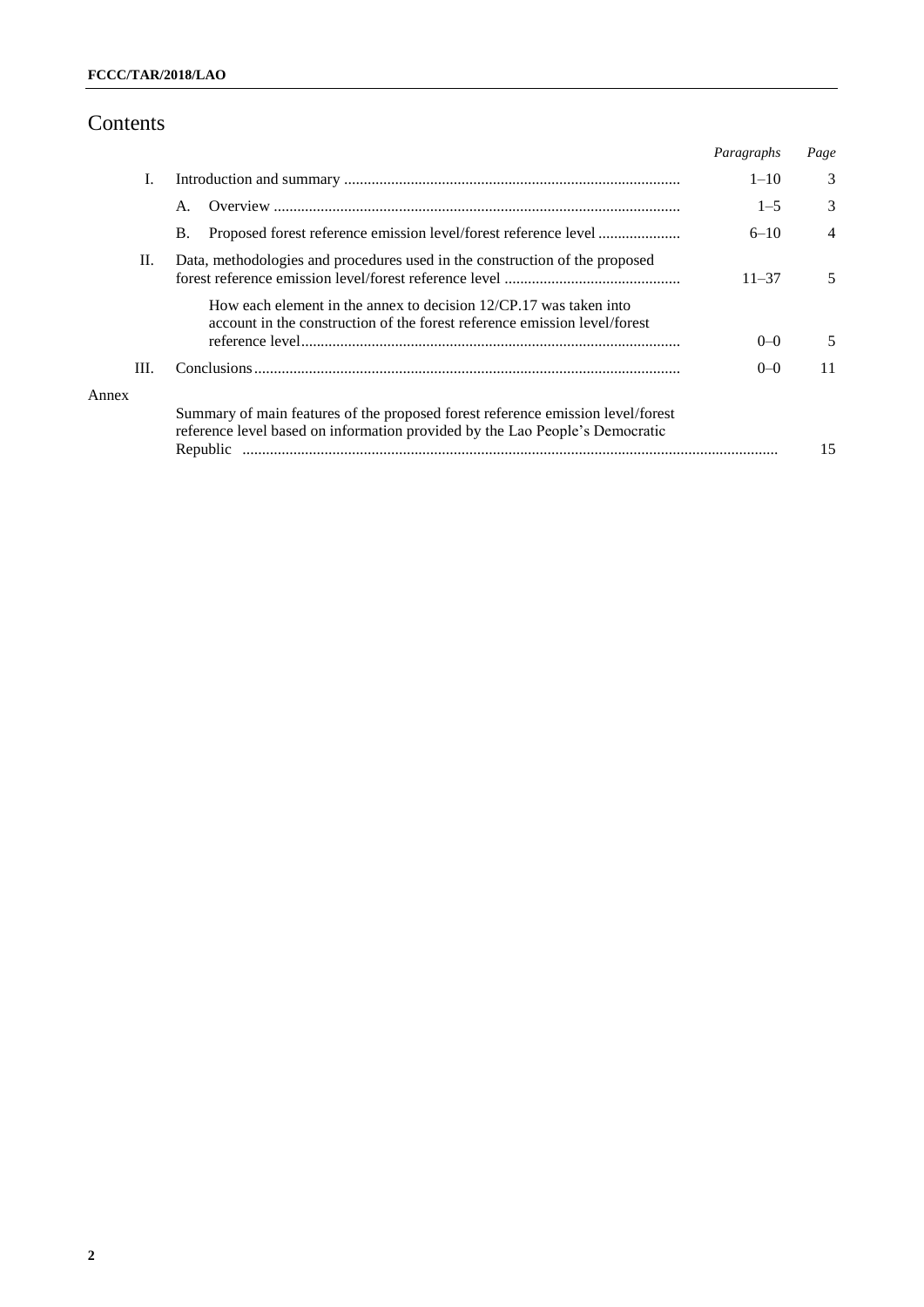# Contents

| | | Paragraphs | Page |
|---|---|---|---|
| I. | Introduction and summary | 1–10 | 3 |
| | A. Overview | 1–5 | 3 |
| | B. Proposed forest reference emission level/forest reference level | 6–10 | 4 |
| II. | Data, methodologies and procedures used in the construction of the proposed forest reference emission level/forest reference level | 11–37 | 5 |
| | How each element in the annex to decision 12/CP.17 was taken into account in the construction of the forest reference emission level/forest reference level | 0–0 | 5 |
| III. | Conclusions | 0–0 | 11 |
| Annex | | | |
| | Summary of main features of the proposed forest reference emission level/forest reference level based on information provided by the Lao People's Democratic Republic | | 15 |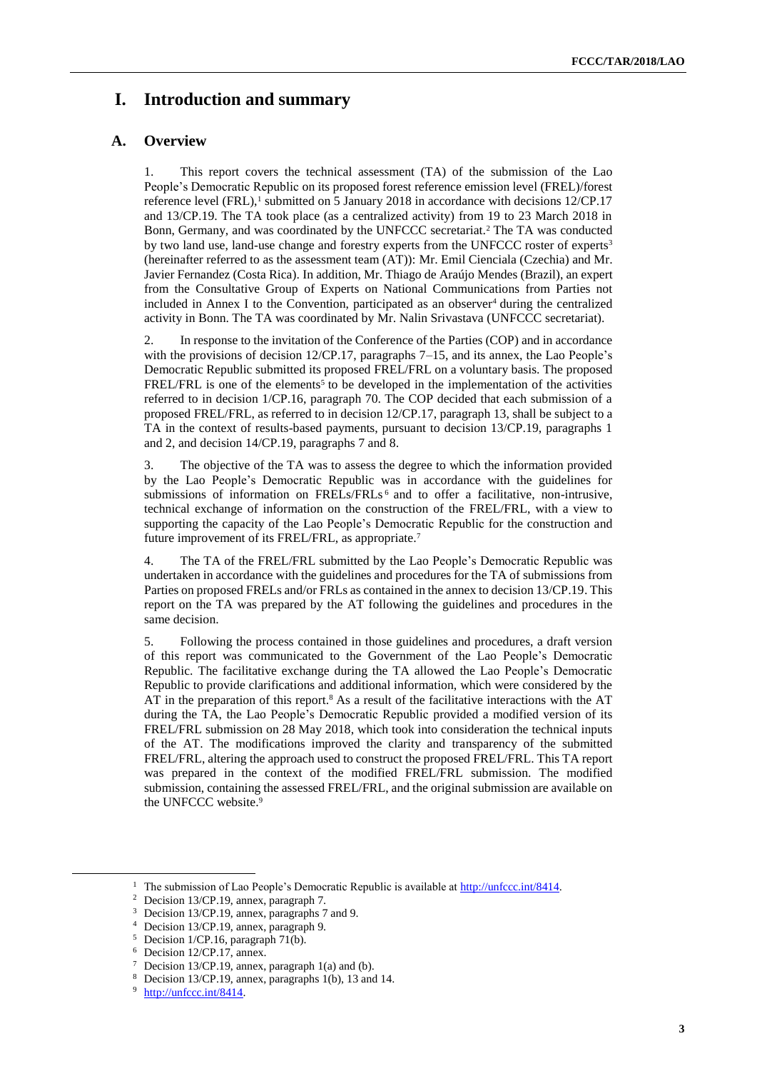# I. Introduction and summary

## A. Overview

1. This report covers the technical assessment (TA) of the submission of the Lao People's Democratic Republic on its proposed forest reference emission level (FREL)/forest reference level (FRL),[1] submitted on 5 January 2018 in accordance with decisions 12/CP.17 and 13/CP.19. The TA took place (as a centralized activity) from 19 to 23 March 2018 in Bonn, Germany, and was coordinated by the UNFCCC secretariat.[2] The TA was conducted by two land use, land-use change and forestry experts from the UNFCCC roster of experts[3] (hereinafter referred to as the assessment team (AT)): Mr. Emil Cienciala (Czechia) and Mr. Javier Fernandez (Costa Rica). In addition, Mr. Thiago de Araújo Mendes (Brazil), an expert from the Consultative Group of Experts on National Communications from Parties not included in Annex I to the Convention, participated as an observer[4] during the centralized activity in Bonn. The TA was coordinated by Mr. Nalin Srivastava (UNFCCC secretariat).

2. In response to the invitation of the Conference of the Parties (COP) and in accordance with the provisions of decision 12/CP.17, paragraphs 7–15, and its annex, the Lao People's Democratic Republic submitted its proposed FREL/FRL on a voluntary basis. The proposed FREL/FRL is one of the elements[5] to be developed in the implementation of the activities referred to in decision 1/CP.16, paragraph 70. The COP decided that each submission of a proposed FREL/FRL, as referred to in decision 12/CP.17, paragraph 13, shall be subject to a TA in the context of results-based payments, pursuant to decision 13/CP.19, paragraphs 1 and 2, and decision 14/CP.19, paragraphs 7 and 8.

3. The objective of the TA was to assess the degree to which the information provided by the Lao People's Democratic Republic was in accordance with the guidelines for submissions of information on FRELs/FRLs[6] and to offer a facilitative, non-intrusive, technical exchange of information on the construction of the FREL/FRL, with a view to supporting the capacity of the Lao People's Democratic Republic for the construction and future improvement of its FREL/FRL, as appropriate.[7]

4. The TA of the FREL/FRL submitted by the Lao People's Democratic Republic was undertaken in accordance with the guidelines and procedures for the TA of submissions from Parties on proposed FRELs and/or FRLs as contained in the annex to decision 13/CP.19. This report on the TA was prepared by the AT following the guidelines and procedures in the same decision.

5. Following the process contained in those guidelines and procedures, a draft version of this report was communicated to the Government of the Lao People's Democratic Republic. The facilitative exchange during the TA allowed the Lao People's Democratic Republic to provide clarifications and additional information, which were considered by the AT in the preparation of this report.[8] As a result of the facilitative interactions with the AT during the TA, the Lao People's Democratic Republic provided a modified version of its FREL/FRL submission on 28 May 2018, which took into consideration the technical inputs of the AT. The modifications improved the clarity and transparency of the submitted FREL/FRL, altering the approach used to construct the proposed FREL/FRL. This TA report was prepared in the context of the modified FREL/FRL submission. The modified submission, containing the assessed FREL/FRL, and the original submission are available on the UNFCCC website.[9]

---

[1] The submission of Lao People's Democratic Republic is available at http://unfccc.int/8414.

[2] Decision 13/CP.19, annex, paragraph 7.

[3] Decision 13/CP.19, annex, paragraphs 7 and 9.

[4] Decision 13/CP.19, annex, paragraph 9.

[5] Decision 1/CP.16, paragraph 71(b).

[6] Decision 12/CP.17, annex.

[7] Decision 13/CP.19, annex, paragraph 1(a) and (b).

[8] Decision 13/CP.19, annex, paragraphs 1(b), 13 and 14.

[9] http://unfccc.int/8414.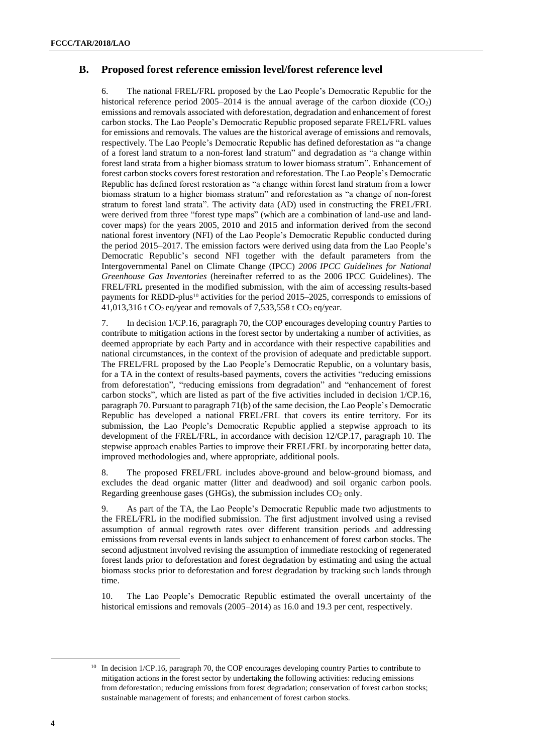## B. Proposed forest reference emission level/forest reference level

6. The national FREL/FRL proposed by the Lao People's Democratic Republic for the historical reference period 2005–2014 is the annual average of the carbon dioxide ($CO_2$) emissions and removals associated with deforestation, degradation and enhancement of forest carbon stocks. The Lao People's Democratic Republic proposed separate FREL/FRL values for emissions and removals. The values are the historical average of emissions and removals, respectively. The Lao People's Democratic Republic has defined deforestation as "a change of a forest land stratum to a non-forest land stratum" and degradation as "a change within forest land strata from a higher biomass stratum to lower biomass stratum". Enhancement of forest carbon stocks covers forest restoration and reforestation. The Lao People's Democratic Republic has defined forest restoration as "a change within forest land stratum from a lower biomass stratum to a higher biomass stratum" and reforestation as "a change of non-forest stratum to forest land strata". The activity data (AD) used in constructing the FREL/FRL were derived from three "forest type maps" (which are a combination of land-use and land-cover maps) for the years 2005, 2010 and 2015 and information derived from the second national forest inventory (NFI) of the Lao People's Democratic Republic conducted during the period 2015–2017. The emission factors were derived using data from the Lao People's Democratic Republic's second NFI together with the default parameters from the Intergovernmental Panel on Climate Change (IPCC) *2006 IPCC Guidelines for National Greenhouse Gas Inventories* (hereinafter referred to as the 2006 IPCC Guidelines). The FREL/FRL presented in the modified submission, with the aim of accessing results-based payments for REDD-plus[10] activities for the period 2015–2025, corresponds to emissions of 41,013,316 t $CO_2$ eq/year and removals of 7,533,558 t $CO_2$ eq/year.

7. In decision 1/CP.16, paragraph 70, the COP encourages developing country Parties to contribute to mitigation actions in the forest sector by undertaking a number of activities, as deemed appropriate by each Party and in accordance with their respective capabilities and national circumstances, in the context of the provision of adequate and predictable support. The FREL/FRL proposed by the Lao People's Democratic Republic, on a voluntary basis, for a TA in the context of results-based payments, covers the activities "reducing emissions from deforestation", "reducing emissions from degradation" and "enhancement of forest carbon stocks", which are listed as part of the five activities included in decision 1/CP.16, paragraph 70. Pursuant to paragraph 71(b) of the same decision, the Lao People's Democratic Republic has developed a national FREL/FRL that covers its entire territory. For its submission, the Lao People's Democratic Republic applied a stepwise approach to its development of the FREL/FRL, in accordance with decision 12/CP.17, paragraph 10. The stepwise approach enables Parties to improve their FREL/FRL by incorporating better data, improved methodologies and, where appropriate, additional pools.

8. The proposed FREL/FRL includes above-ground and below-ground biomass, and excludes the dead organic matter (litter and deadwood) and soil organic carbon pools. Regarding greenhouse gases (GHGs), the submission includes $CO_2$ only.

9. As part of the TA, the Lao People's Democratic Republic made two adjustments to the FREL/FRL in the modified submission. The first adjustment involved using a revised assumption of annual regrowth rates over different transition periods and addressing emissions from reversal events in lands subject to enhancement of forest carbon stocks. The second adjustment involved revising the assumption of immediate restocking of regenerated forest lands prior to deforestation and forest degradation by estimating and using the actual biomass stocks prior to deforestation and forest degradation by tracking such lands through time.

10. The Lao People's Democratic Republic estimated the overall uncertainty of the historical emissions and removals (2005–2014) as 16.0 and 19.3 per cent, respectively.

[10] In decision 1/CP.16, paragraph 70, the COP encourages developing country Parties to contribute to mitigation actions in the forest sector by undertaking the following activities: reducing emissions from deforestation; reducing emissions from forest degradation; conservation of forest carbon stocks; sustainable management of forests; and enhancement of forest carbon stocks.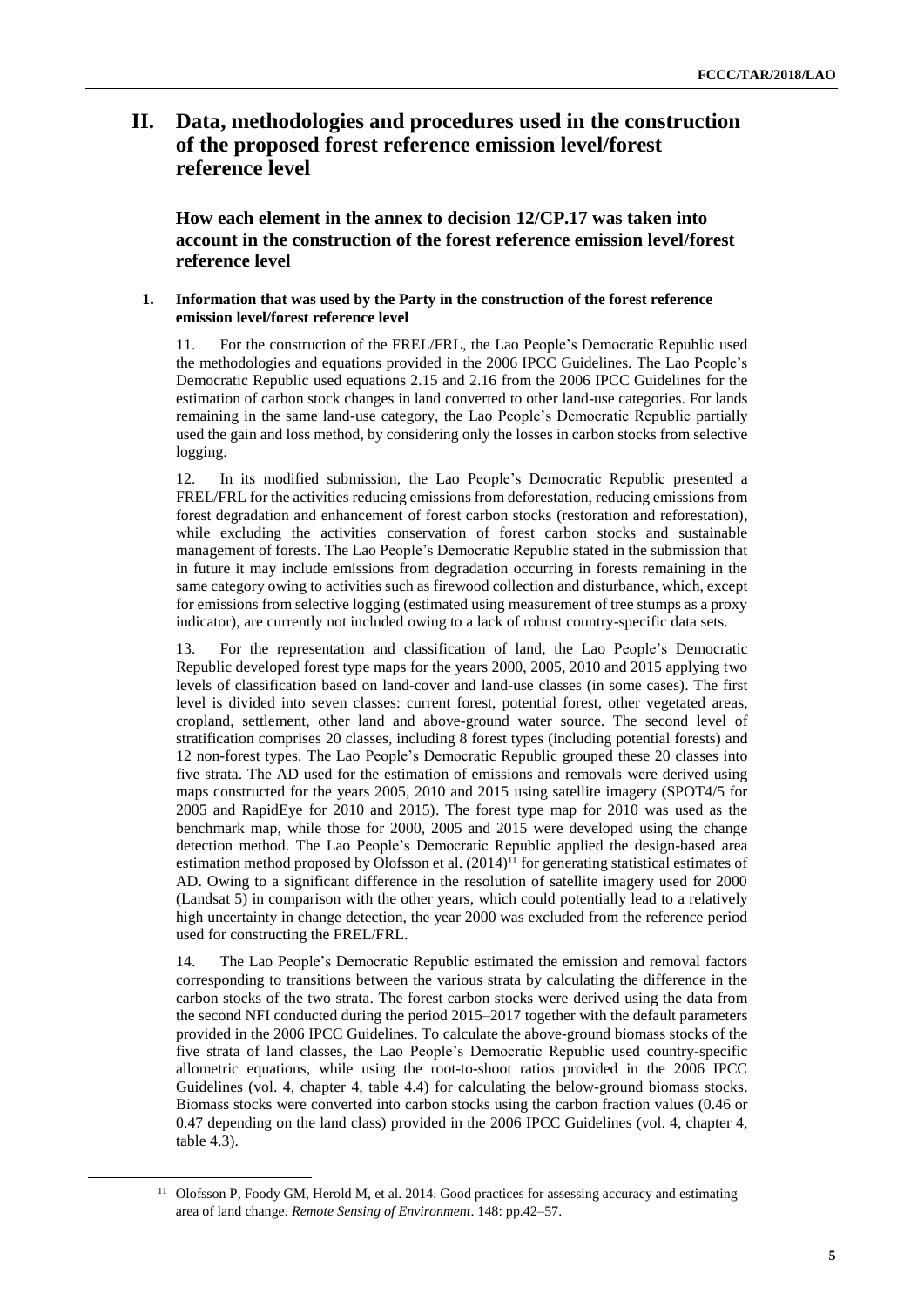# II. Data, methodologies and procedures used in the construction of the proposed forest reference emission level/forest reference level

## How each element in the annex to decision 12/CP.17 was taken into account in the construction of the forest reference emission level/forest reference level

### 1. Information that was used by the Party in the construction of the forest reference emission level/forest reference level

11. For the construction of the FREL/FRL, the Lao People's Democratic Republic used the methodologies and equations provided in the 2006 IPCC Guidelines. The Lao People's Democratic Republic used equations 2.15 and 2.16 from the 2006 IPCC Guidelines for the estimation of carbon stock changes in land converted to other land-use categories. For lands remaining in the same land-use category, the Lao People's Democratic Republic partially used the gain and loss method, by considering only the losses in carbon stocks from selective logging.

12. In its modified submission, the Lao People's Democratic Republic presented a FREL/FRL for the activities reducing emissions from deforestation, reducing emissions from forest degradation and enhancement of forest carbon stocks (restoration and reforestation), while excluding the activities conservation of forest carbon stocks and sustainable management of forests. The Lao People's Democratic Republic stated in the submission that in future it may include emissions from degradation occurring in forests remaining in the same category owing to activities such as firewood collection and disturbance, which, except for emissions from selective logging (estimated using measurement of tree stumps as a proxy indicator), are currently not included owing to a lack of robust country-specific data sets.

13. For the representation and classification of land, the Lao People's Democratic Republic developed forest type maps for the years 2000, 2005, 2010 and 2015 applying two levels of classification based on land-cover and land-use classes (in some cases). The first level is divided into seven classes: current forest, potential forest, other vegetated areas, cropland, settlement, other land and above-ground water source. The second level of stratification comprises 20 classes, including 8 forest types (including potential forests) and 12 non-forest types. The Lao People's Democratic Republic grouped these 20 classes into five strata. The AD used for the estimation of emissions and removals were derived using maps constructed for the years 2005, 2010 and 2015 using satellite imagery (SPOT4/5 for 2005 and RapidEye for 2010 and 2015). The forest type map for 2010 was used as the benchmark map, while those for 2000, 2005 and 2015 were developed using the change detection method. The Lao People's Democratic Republic applied the design-based area estimation method proposed by Olofsson et al. (2014)[11] for generating statistical estimates of AD. Owing to a significant difference in the resolution of satellite imagery used for 2000 (Landsat 5) in comparison with the other years, which could potentially lead to a relatively high uncertainty in change detection, the year 2000 was excluded from the reference period used for constructing the FREL/FRL.

14. The Lao People's Democratic Republic estimated the emission and removal factors corresponding to transitions between the various strata by calculating the difference in the carbon stocks of the two strata. The forest carbon stocks were derived using the data from the second NFI conducted during the period 2015–2017 together with the default parameters provided in the 2006 IPCC Guidelines. To calculate the above-ground biomass stocks of the five strata of land classes, the Lao People's Democratic Republic used country-specific allometric equations, while using the root-to-shoot ratios provided in the 2006 IPCC Guidelines (vol. 4, chapter 4, table 4.4) for calculating the below-ground biomass stocks. Biomass stocks were converted into carbon stocks using the carbon fraction values (0.46 or 0.47 depending on the land class) provided in the 2006 IPCC Guidelines (vol. 4, chapter 4, table 4.3).

---

[11] Olofsson P, Foody GM, Herold M, et al. 2014. Good practices for assessing accuracy and estimating area of land change. *Remote Sensing of Environment*. 148: pp.42–57.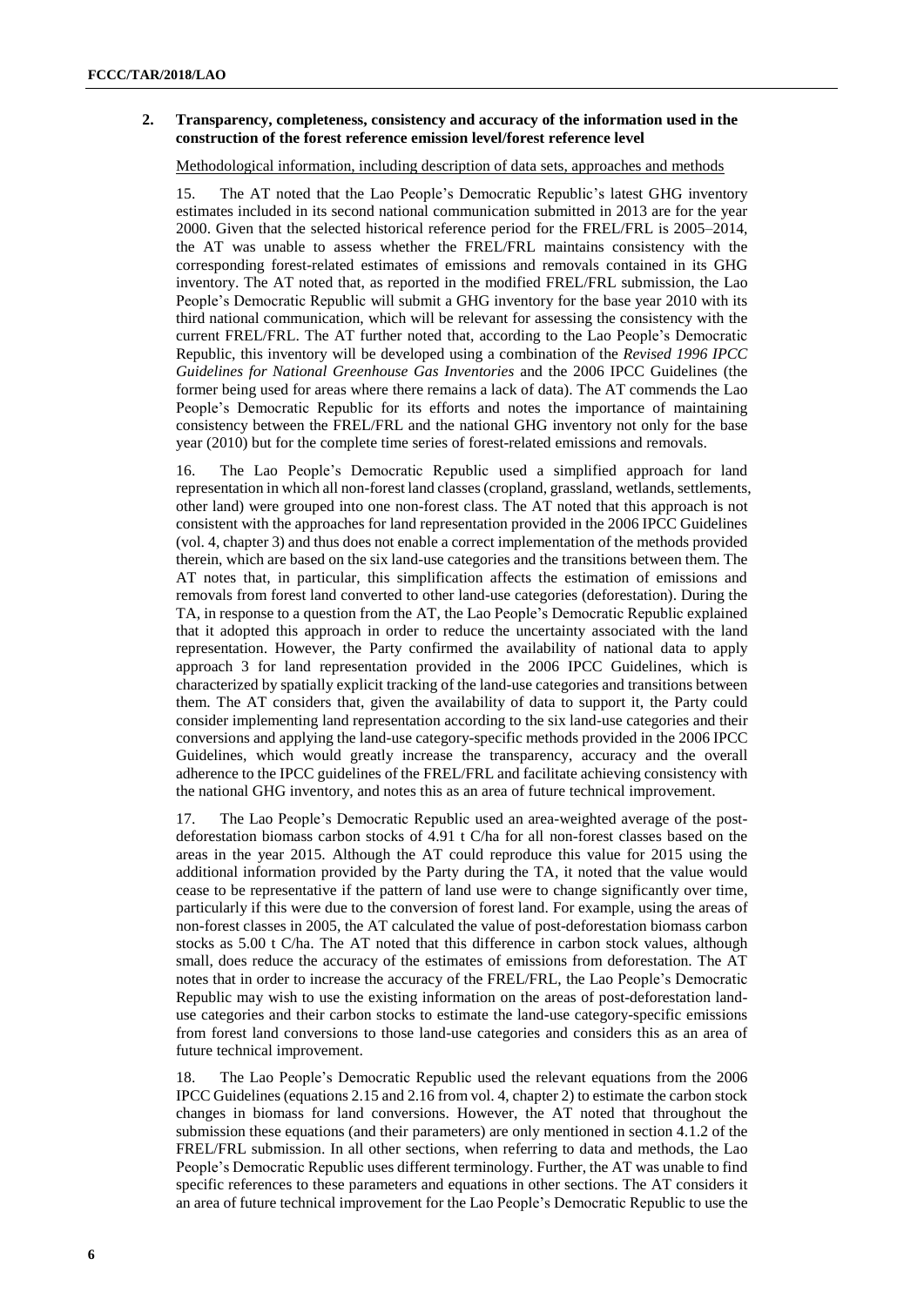## 2. Transparency, completeness, consistency and accuracy of the information used in the construction of the forest reference emission level/forest reference level

Methodological information, including description of data sets, approaches and methods

15. The AT noted that the Lao People's Democratic Republic's latest GHG inventory estimates included in its second national communication submitted in 2013 are for the year 2000. Given that the selected historical reference period for the FREL/FRL is 2005–2014, the AT was unable to assess whether the FREL/FRL maintains consistency with the corresponding forest-related estimates of emissions and removals contained in its GHG inventory. The AT noted that, as reported in the modified FREL/FRL submission, the Lao People's Democratic Republic will submit a GHG inventory for the base year 2010 with its third national communication, which will be relevant for assessing the consistency with the current FREL/FRL. The AT further noted that, according to the Lao People's Democratic Republic, this inventory will be developed using a combination of the *Revised 1996 IPCC Guidelines for National Greenhouse Gas Inventories* and the 2006 IPCC Guidelines (the former being used for areas where there remains a lack of data). The AT commends the Lao People's Democratic Republic for its efforts and notes the importance of maintaining consistency between the FREL/FRL and the national GHG inventory not only for the base year (2010) but for the complete time series of forest-related emissions and removals.

16. The Lao People's Democratic Republic used a simplified approach for land representation in which all non-forest land classes (cropland, grassland, wetlands, settlements, other land) were grouped into one non-forest class. The AT noted that this approach is not consistent with the approaches for land representation provided in the 2006 IPCC Guidelines (vol. 4, chapter 3) and thus does not enable a correct implementation of the methods provided therein, which are based on the six land-use categories and the transitions between them. The AT notes that, in particular, this simplification affects the estimation of emissions and removals from forest land converted to other land-use categories (deforestation). During the TA, in response to a question from the AT, the Lao People's Democratic Republic explained that it adopted this approach in order to reduce the uncertainty associated with the land representation. However, the Party confirmed the availability of national data to apply approach 3 for land representation provided in the 2006 IPCC Guidelines, which is characterized by spatially explicit tracking of the land-use categories and transitions between them. The AT considers that, given the availability of data to support it, the Party could consider implementing land representation according to the six land-use categories and their conversions and applying the land-use category-specific methods provided in the 2006 IPCC Guidelines, which would greatly increase the transparency, accuracy and the overall adherence to the IPCC guidelines of the FREL/FRL and facilitate achieving consistency with the national GHG inventory, and notes this as an area of future technical improvement.

17. The Lao People's Democratic Republic used an area-weighted average of the post-deforestation biomass carbon stocks of 4.91 t C/ha for all non-forest classes based on the areas in the year 2015. Although the AT could reproduce this value for 2015 using the additional information provided by the Party during the TA, it noted that the value would cease to be representative if the pattern of land use were to change significantly over time, particularly if this were due to the conversion of forest land. For example, using the areas of non-forest classes in 2005, the AT calculated the value of post-deforestation biomass carbon stocks as 5.00 t C/ha. The AT noted that this difference in carbon stock values, although small, does reduce the accuracy of the estimates of emissions from deforestation. The AT notes that in order to increase the accuracy of the FREL/FRL, the Lao People's Democratic Republic may wish to use the existing information on the areas of post-deforestation land-use categories and their carbon stocks to estimate the land-use category-specific emissions from forest land conversions to those land-use categories and considers this as an area of future technical improvement.

18. The Lao People's Democratic Republic used the relevant equations from the 2006 IPCC Guidelines (equations 2.15 and 2.16 from vol. 4, chapter 2) to estimate the carbon stock changes in biomass for land conversions. However, the AT noted that throughout the submission these equations (and their parameters) are only mentioned in section 4.1.2 of the FREL/FRL submission. In all other sections, when referring to data and methods, the Lao People's Democratic Republic uses different terminology. Further, the AT was unable to find specific references to these parameters and equations in other sections. The AT considers it an area of future technical improvement for the Lao People's Democratic Republic to use the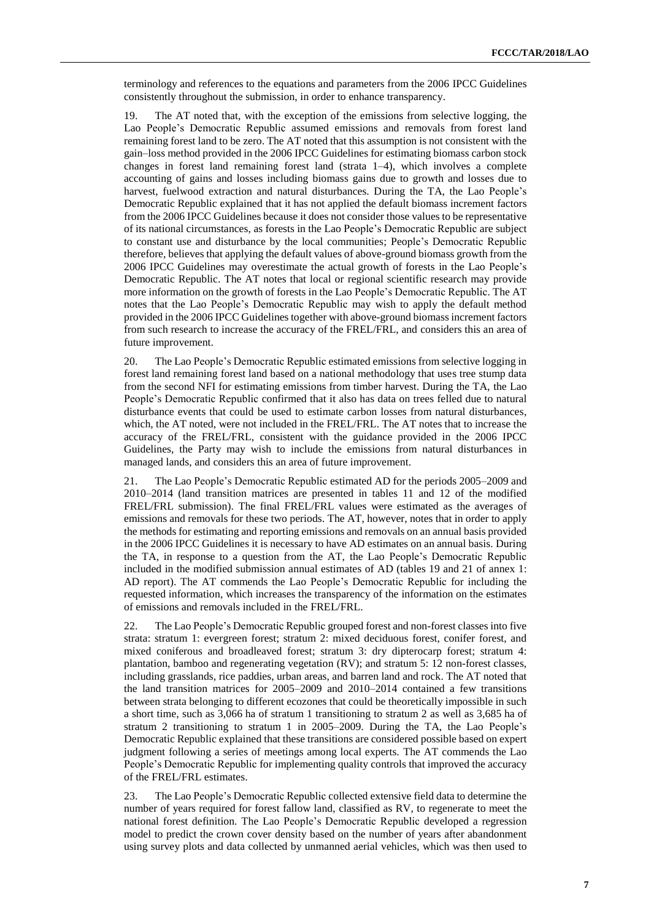terminology and references to the equations and parameters from the 2006 IPCC Guidelines consistently throughout the submission, in order to enhance transparency.

19. The AT noted that, with the exception of the emissions from selective logging, the Lao People's Democratic Republic assumed emissions and removals from forest land remaining forest land to be zero. The AT noted that this assumption is not consistent with the gain–loss method provided in the 2006 IPCC Guidelines for estimating biomass carbon stock changes in forest land remaining forest land (strata 1–4), which involves a complete accounting of gains and losses including biomass gains due to growth and losses due to harvest, fuelwood extraction and natural disturbances. During the TA, the Lao People's Democratic Republic explained that it has not applied the default biomass increment factors from the 2006 IPCC Guidelines because it does not consider those values to be representative of its national circumstances, as forests in the Lao People's Democratic Republic are subject to constant use and disturbance by the local communities; People's Democratic Republic therefore, believes that applying the default values of above-ground biomass growth from the 2006 IPCC Guidelines may overestimate the actual growth of forests in the Lao People's Democratic Republic. The AT notes that local or regional scientific research may provide more information on the growth of forests in the Lao People's Democratic Republic. The AT notes that the Lao People's Democratic Republic may wish to apply the default method provided in the 2006 IPCC Guidelines together with above-ground biomass increment factors from such research to increase the accuracy of the FREL/FRL, and considers this an area of future improvement.

20. The Lao People's Democratic Republic estimated emissions from selective logging in forest land remaining forest land based on a national methodology that uses tree stump data from the second NFI for estimating emissions from timber harvest. During the TA, the Lao People's Democratic Republic confirmed that it also has data on trees felled due to natural disturbance events that could be used to estimate carbon losses from natural disturbances, which, the AT noted, were not included in the FREL/FRL. The AT notes that to increase the accuracy of the FREL/FRL, consistent with the guidance provided in the 2006 IPCC Guidelines, the Party may wish to include the emissions from natural disturbances in managed lands, and considers this an area of future improvement.

21. The Lao People's Democratic Republic estimated AD for the periods 2005–2009 and 2010–2014 (land transition matrices are presented in tables 11 and 12 of the modified FREL/FRL submission). The final FREL/FRL values were estimated as the averages of emissions and removals for these two periods. The AT, however, notes that in order to apply the methods for estimating and reporting emissions and removals on an annual basis provided in the 2006 IPCC Guidelines it is necessary to have AD estimates on an annual basis. During the TA, in response to a question from the AT, the Lao People's Democratic Republic included in the modified submission annual estimates of AD (tables 19 and 21 of annex 1: AD report). The AT commends the Lao People's Democratic Republic for including the requested information, which increases the transparency of the information on the estimates of emissions and removals included in the FREL/FRL.

22. The Lao People's Democratic Republic grouped forest and non-forest classes into five strata: stratum 1: evergreen forest; stratum 2: mixed deciduous forest, conifer forest, and mixed coniferous and broadleaved forest; stratum 3: dry dipterocarp forest; stratum 4: plantation, bamboo and regenerating vegetation (RV); and stratum 5: 12 non-forest classes, including grasslands, rice paddies, urban areas, and barren land and rock. The AT noted that the land transition matrices for 2005–2009 and 2010–2014 contained a few transitions between strata belonging to different ecozones that could be theoretically impossible in such a short time, such as 3,066 ha of stratum 1 transitioning to stratum 2 as well as 3,685 ha of stratum 2 transitioning to stratum 1 in 2005–2009. During the TA, the Lao People's Democratic Republic explained that these transitions are considered possible based on expert judgment following a series of meetings among local experts. The AT commends the Lao People's Democratic Republic for implementing quality controls that improved the accuracy of the FREL/FRL estimates.

23. The Lao People's Democratic Republic collected extensive field data to determine the number of years required for forest fallow land, classified as RV, to regenerate to meet the national forest definition. The Lao People's Democratic Republic developed a regression model to predict the crown cover density based on the number of years after abandonment using survey plots and data collected by unmanned aerial vehicles, which was then used to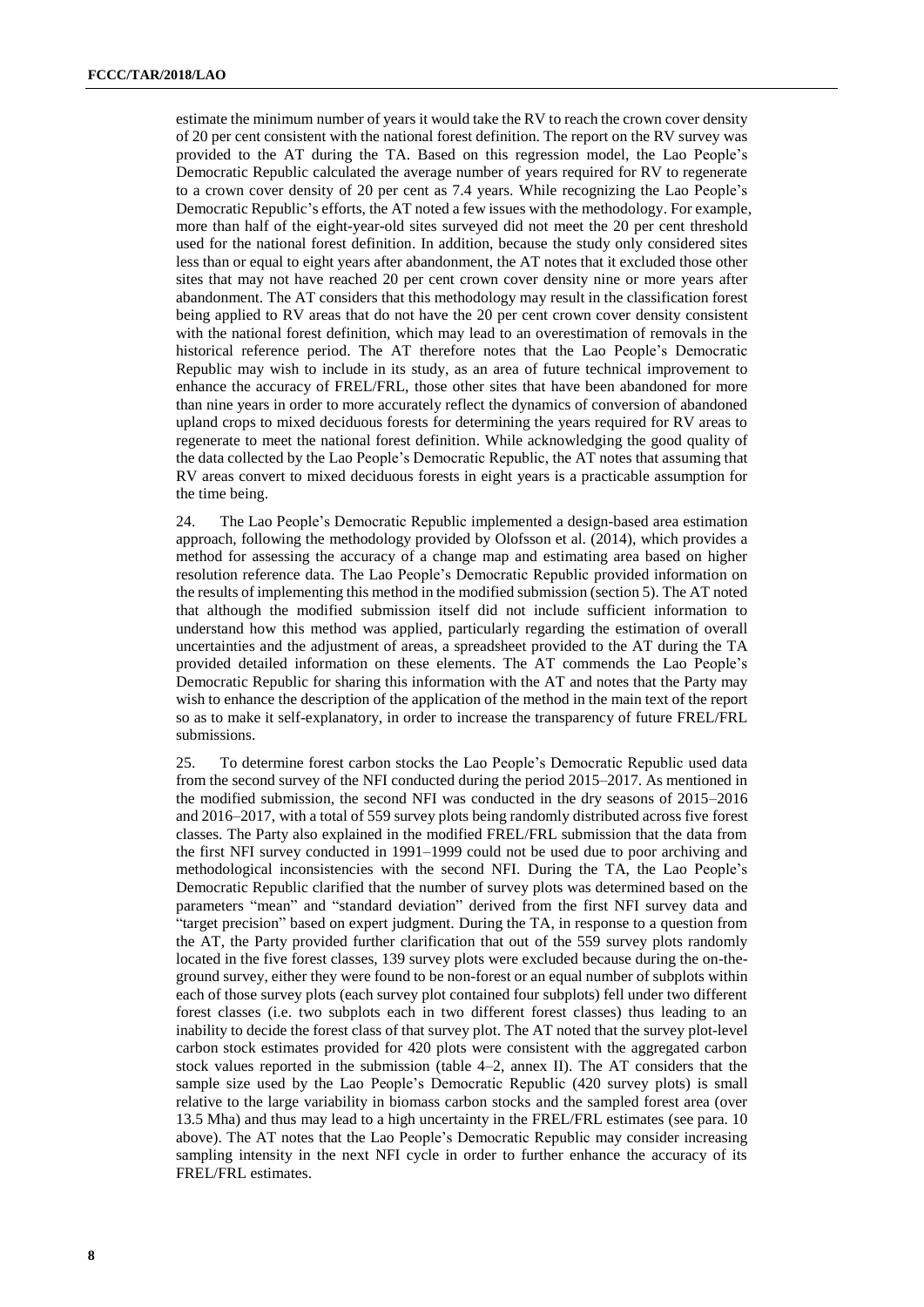estimate the minimum number of years it would take the RV to reach the crown cover density of 20 per cent consistent with the national forest definition. The report on the RV survey was provided to the AT during the TA. Based on this regression model, the Lao People's Democratic Republic calculated the average number of years required for RV to regenerate to a crown cover density of 20 per cent as 7.4 years. While recognizing the Lao People's Democratic Republic's efforts, the AT noted a few issues with the methodology. For example, more than half of the eight-year-old sites surveyed did not meet the 20 per cent threshold used for the national forest definition. In addition, because the study only considered sites less than or equal to eight years after abandonment, the AT notes that it excluded those other sites that may not have reached 20 per cent crown cover density nine or more years after abandonment. The AT considers that this methodology may result in the classification forest being applied to RV areas that do not have the 20 per cent crown cover density consistent with the national forest definition, which may lead to an overestimation of removals in the historical reference period. The AT therefore notes that the Lao People's Democratic Republic may wish to include in its study, as an area of future technical improvement to enhance the accuracy of FREL/FRL, those other sites that have been abandoned for more than nine years in order to more accurately reflect the dynamics of conversion of abandoned upland crops to mixed deciduous forests for determining the years required for RV areas to regenerate to meet the national forest definition. While acknowledging the good quality of the data collected by the Lao People's Democratic Republic, the AT notes that assuming that RV areas convert to mixed deciduous forests in eight years is a practicable assumption for the time being.

24. The Lao People's Democratic Republic implemented a design-based area estimation approach, following the methodology provided by Olofsson et al. (2014), which provides a method for assessing the accuracy of a change map and estimating area based on higher resolution reference data. The Lao People's Democratic Republic provided information on the results of implementing this method in the modified submission (section 5). The AT noted that although the modified submission itself did not include sufficient information to understand how this method was applied, particularly regarding the estimation of overall uncertainties and the adjustment of areas, a spreadsheet provided to the AT during the TA provided detailed information on these elements. The AT commends the Lao People's Democratic Republic for sharing this information with the AT and notes that the Party may wish to enhance the description of the application of the method in the main text of the report so as to make it self-explanatory, in order to increase the transparency of future FREL/FRL submissions.

25. To determine forest carbon stocks the Lao People's Democratic Republic used data from the second survey of the NFI conducted during the period 2015–2017. As mentioned in the modified submission, the second NFI was conducted in the dry seasons of 2015–2016 and 2016–2017, with a total of 559 survey plots being randomly distributed across five forest classes. The Party also explained in the modified FREL/FRL submission that the data from the first NFI survey conducted in 1991–1999 could not be used due to poor archiving and methodological inconsistencies with the second NFI. During the TA, the Lao People's Democratic Republic clarified that the number of survey plots was determined based on the parameters "mean" and "standard deviation" derived from the first NFI survey data and "target precision" based on expert judgment. During the TA, in response to a question from the AT, the Party provided further clarification that out of the 559 survey plots randomly located in the five forest classes, 139 survey plots were excluded because during the on-the-ground survey, either they were found to be non-forest or an equal number of subplots within each of those survey plots (each survey plot contained four subplots) fell under two different forest classes (i.e. two subplots each in two different forest classes) thus leading to an inability to decide the forest class of that survey plot. The AT noted that the survey plot-level carbon stock estimates provided for 420 plots were consistent with the aggregated carbon stock values reported in the submission (table 4–2, annex II). The AT considers that the sample size used by the Lao People's Democratic Republic (420 survey plots) is small relative to the large variability in biomass carbon stocks and the sampled forest area (over 13.5 Mha) and thus may lead to a high uncertainty in the FREL/FRL estimates (see para. 10 above). The AT notes that the Lao People's Democratic Republic may consider increasing sampling intensity in the next NFI cycle in order to further enhance the accuracy of its FREL/FRL estimates.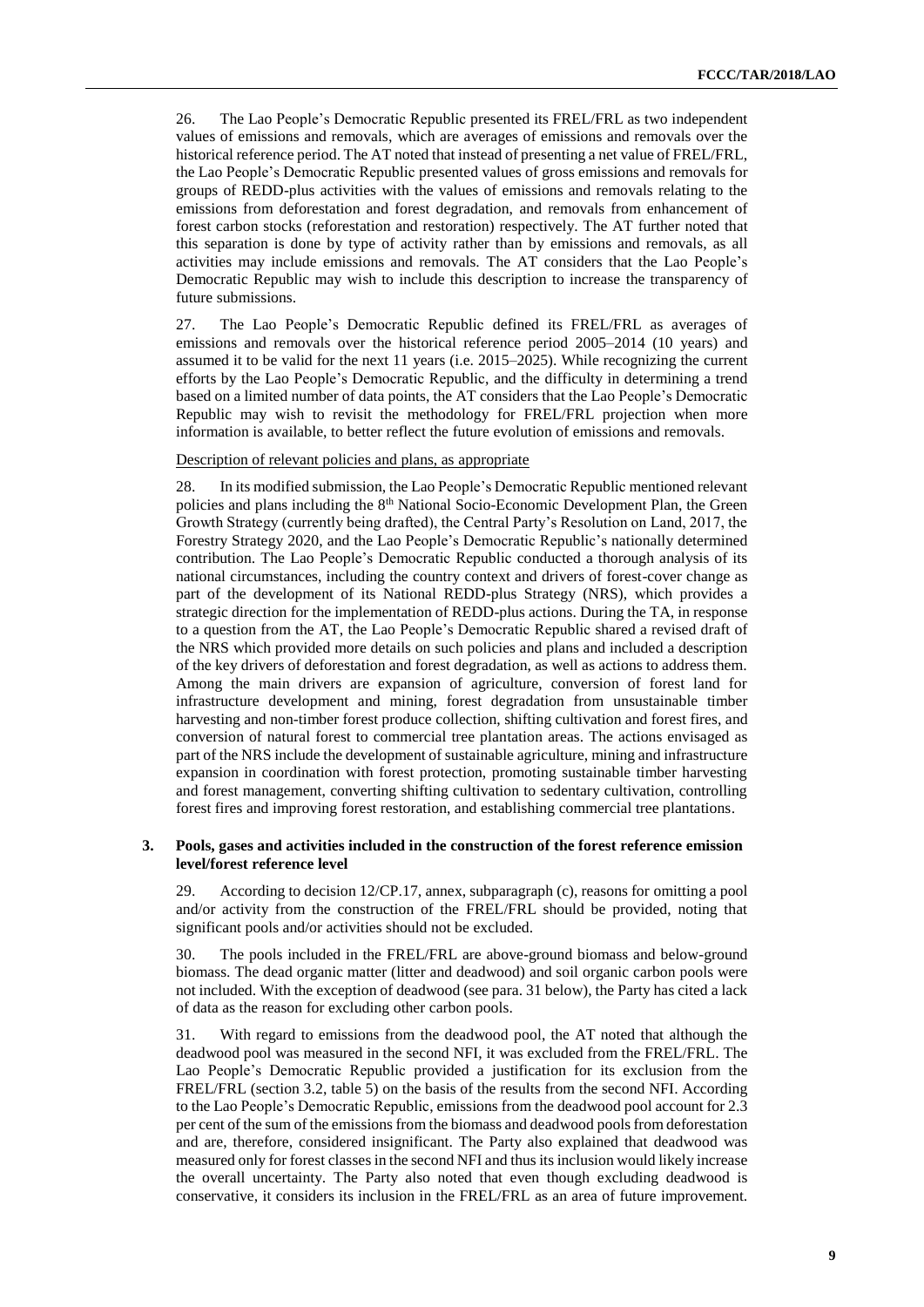26. The Lao People's Democratic Republic presented its FREL/FRL as two independent values of emissions and removals, which are averages of emissions and removals over the historical reference period. The AT noted that instead of presenting a net value of FREL/FRL, the Lao People's Democratic Republic presented values of gross emissions and removals for groups of REDD-plus activities with the values of emissions and removals relating to the emissions from deforestation and forest degradation, and removals from enhancement of forest carbon stocks (reforestation and restoration) respectively. The AT further noted that this separation is done by type of activity rather than by emissions and removals, as all activities may include emissions and removals. The AT considers that the Lao People's Democratic Republic may wish to include this description to increase the transparency of future submissions.

27. The Lao People's Democratic Republic defined its FREL/FRL as averages of emissions and removals over the historical reference period 2005–2014 (10 years) and assumed it to be valid for the next 11 years (i.e. 2015–2025). While recognizing the current efforts by the Lao People's Democratic Republic, and the difficulty in determining a trend based on a limited number of data points, the AT considers that the Lao People's Democratic Republic may wish to revisit the methodology for FREL/FRL projection when more information is available, to better reflect the future evolution of emissions and removals.

Description of relevant policies and plans, as appropriate

28. In its modified submission, the Lao People's Democratic Republic mentioned relevant policies and plans including the 8th National Socio-Economic Development Plan, the Green Growth Strategy (currently being drafted), the Central Party's Resolution on Land, 2017, the Forestry Strategy 2020, and the Lao People's Democratic Republic's nationally determined contribution. The Lao People's Democratic Republic conducted a thorough analysis of its national circumstances, including the country context and drivers of forest-cover change as part of the development of its National REDD-plus Strategy (NRS), which provides a strategic direction for the implementation of REDD-plus actions. During the TA, in response to a question from the AT, the Lao People's Democratic Republic shared a revised draft of the NRS which provided more details on such policies and plans and included a description of the key drivers of deforestation and forest degradation, as well as actions to address them. Among the main drivers are expansion of agriculture, conversion of forest land for infrastructure development and mining, forest degradation from unsustainable timber harvesting and non-timber forest produce collection, shifting cultivation and forest fires, and conversion of natural forest to commercial tree plantation areas. The actions envisaged as part of the NRS include the development of sustainable agriculture, mining and infrastructure expansion in coordination with forest protection, promoting sustainable timber harvesting and forest management, converting shifting cultivation to sedentary cultivation, controlling forest fires and improving forest restoration, and establishing commercial tree plantations.

### 3. Pools, gases and activities included in the construction of the forest reference emission level/forest reference level

29. According to decision 12/CP.17, annex, subparagraph (c), reasons for omitting a pool and/or activity from the construction of the FREL/FRL should be provided, noting that significant pools and/or activities should not be excluded.

30. The pools included in the FREL/FRL are above-ground biomass and below-ground biomass. The dead organic matter (litter and deadwood) and soil organic carbon pools were not included. With the exception of deadwood (see para. 31 below), the Party has cited a lack of data as the reason for excluding other carbon pools.

31. With regard to emissions from the deadwood pool, the AT noted that although the deadwood pool was measured in the second NFI, it was excluded from the FREL/FRL. The Lao People's Democratic Republic provided a justification for its exclusion from the FREL/FRL (section 3.2, table 5) on the basis of the results from the second NFI. According to the Lao People's Democratic Republic, emissions from the deadwood pool account for 2.3 per cent of the sum of the emissions from the biomass and deadwood pools from deforestation and are, therefore, considered insignificant. The Party also explained that deadwood was measured only for forest classes in the second NFI and thus its inclusion would likely increase the overall uncertainty. The Party also noted that even though excluding deadwood is conservative, it considers its inclusion in the FREL/FRL as an area of future improvement.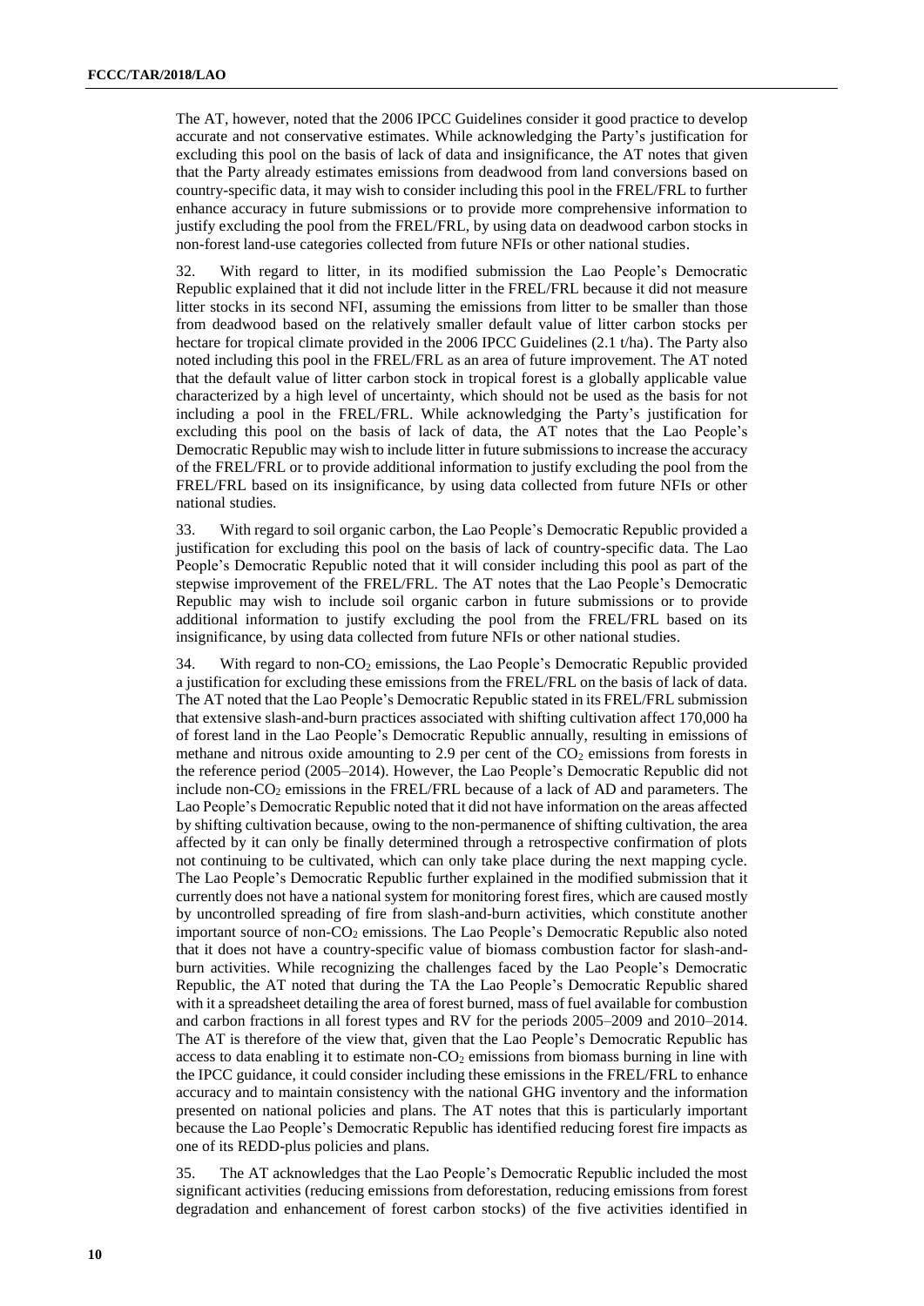The AT, however, noted that the 2006 IPCC Guidelines consider it good practice to develop accurate and not conservative estimates. While acknowledging the Party's justification for excluding this pool on the basis of lack of data and insignificance, the AT notes that given that the Party already estimates emissions from deadwood from land conversions based on country-specific data, it may wish to consider including this pool in the FREL/FRL to further enhance accuracy in future submissions or to provide more comprehensive information to justify excluding the pool from the FREL/FRL, by using data on deadwood carbon stocks in non-forest land-use categories collected from future NFIs or other national studies.

32. With regard to litter, in its modified submission the Lao People's Democratic Republic explained that it did not include litter in the FREL/FRL because it did not measure litter stocks in its second NFI, assuming the emissions from litter to be smaller than those from deadwood based on the relatively smaller default value of litter carbon stocks per hectare for tropical climate provided in the 2006 IPCC Guidelines (2.1 t/ha). The Party also noted including this pool in the FREL/FRL as an area of future improvement. The AT noted that the default value of litter carbon stock in tropical forest is a globally applicable value characterized by a high level of uncertainty, which should not be used as the basis for not including a pool in the FREL/FRL. While acknowledging the Party's justification for excluding this pool on the basis of lack of data, the AT notes that the Lao People's Democratic Republic may wish to include litter in future submissions to increase the accuracy of the FREL/FRL or to provide additional information to justify excluding the pool from the FREL/FRL based on its insignificance, by using data collected from future NFIs or other national studies.

33. With regard to soil organic carbon, the Lao People's Democratic Republic provided a justification for excluding this pool on the basis of lack of country-specific data. The Lao People's Democratic Republic noted that it will consider including this pool as part of the stepwise improvement of the FREL/FRL. The AT notes that the Lao People's Democratic Republic may wish to include soil organic carbon in future submissions or to provide additional information to justify excluding the pool from the FREL/FRL based on its insignificance, by using data collected from future NFIs or other national studies.

34. With regard to non-$CO_2$ emissions, the Lao People's Democratic Republic provided a justification for excluding these emissions from the FREL/FRL on the basis of lack of data. The AT noted that the Lao People's Democratic Republic stated in its FREL/FRL submission that extensive slash-and-burn practices associated with shifting cultivation affect 170,000 ha of forest land in the Lao People's Democratic Republic annually, resulting in emissions of methane and nitrous oxide amounting to 2.9 per cent of the $CO_2$ emissions from forests in the reference period (2005–2014). However, the Lao People's Democratic Republic did not include non-$CO_2$ emissions in the FREL/FRL because of a lack of AD and parameters. The Lao People's Democratic Republic noted that it did not have information on the areas affected by shifting cultivation because, owing to the non-permanence of shifting cultivation, the area affected by it can only be finally determined through a retrospective confirmation of plots not continuing to be cultivated, which can only take place during the next mapping cycle. The Lao People's Democratic Republic further explained in the modified submission that it currently does not have a national system for monitoring forest fires, which are caused mostly by uncontrolled spreading of fire from slash-and-burn activities, which constitute another important source of non-$CO_2$ emissions. The Lao People's Democratic Republic also noted that it does not have a country-specific value of biomass combustion factor for slash-and-burn activities. While recognizing the challenges faced by the Lao People's Democratic Republic, the AT noted that during the TA the Lao People's Democratic Republic shared with it a spreadsheet detailing the area of forest burned, mass of fuel available for combustion and carbon fractions in all forest types and RV for the periods 2005–2009 and 2010–2014. The AT is therefore of the view that, given that the Lao People's Democratic Republic has access to data enabling it to estimate non-$CO_2$ emissions from biomass burning in line with the IPCC guidance, it could consider including these emissions in the FREL/FRL to enhance accuracy and to maintain consistency with the national GHG inventory and the information presented on national policies and plans. The AT notes that this is particularly important because the Lao People's Democratic Republic has identified reducing forest fire impacts as one of its REDD-plus policies and plans.

35. The AT acknowledges that the Lao People's Democratic Republic included the most significant activities (reducing emissions from deforestation, reducing emissions from forest degradation and enhancement of forest carbon stocks) of the five activities identified in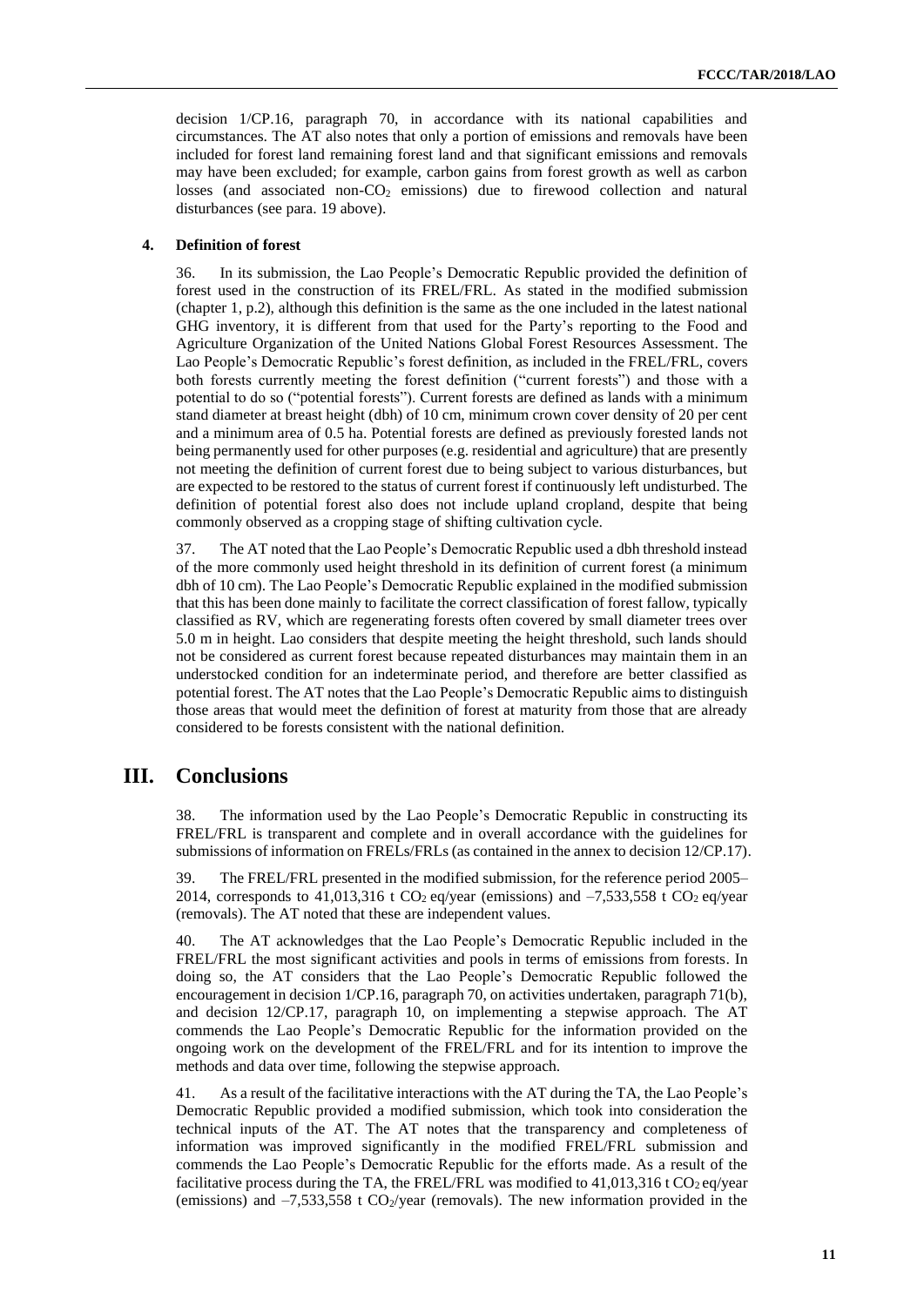decision 1/CP.16, paragraph 70, in accordance with its national capabilities and circumstances. The AT also notes that only a portion of emissions and removals have been included for forest land remaining forest land and that significant emissions and removals may have been excluded; for example, carbon gains from forest growth as well as carbon losses (and associated non-$CO_2$ emissions) due to firewood collection and natural disturbances (see para. 19 above).

### 4. Definition of forest

36. In its submission, the Lao People's Democratic Republic provided the definition of forest used in the construction of its FREL/FRL. As stated in the modified submission (chapter 1, p.2), although this definition is the same as the one included in the latest national GHG inventory, it is different from that used for the Party's reporting to the Food and Agriculture Organization of the United Nations Global Forest Resources Assessment. The Lao People's Democratic Republic's forest definition, as included in the FREL/FRL, covers both forests currently meeting the forest definition ("current forests") and those with a potential to do so ("potential forests"). Current forests are defined as lands with a minimum stand diameter at breast height (dbh) of 10 cm, minimum crown cover density of 20 per cent and a minimum area of 0.5 ha. Potential forests are defined as previously forested lands not being permanently used for other purposes (e.g. residential and agriculture) that are presently not meeting the definition of current forest due to being subject to various disturbances, but are expected to be restored to the status of current forest if continuously left undisturbed. The definition of potential forest also does not include upland cropland, despite that being commonly observed as a cropping stage of shifting cultivation cycle.

37. The AT noted that the Lao People's Democratic Republic used a dbh threshold instead of the more commonly used height threshold in its definition of current forest (a minimum dbh of 10 cm). The Lao People's Democratic Republic explained in the modified submission that this has been done mainly to facilitate the correct classification of forest fallow, typically classified as RV, which are regenerating forests often covered by small diameter trees over 5.0 m in height. Lao considers that despite meeting the height threshold, such lands should not be considered as current forest because repeated disturbances may maintain them in an understocked condition for an indeterminate period, and therefore are better classified as potential forest. The AT notes that the Lao People's Democratic Republic aims to distinguish those areas that would meet the definition of forest at maturity from those that are already considered to be forests consistent with the national definition.

## III. Conclusions

38. The information used by the Lao People's Democratic Republic in constructing its FREL/FRL is transparent and complete and in overall accordance with the guidelines for submissions of information on FRELs/FRLs (as contained in the annex to decision 12/CP.17).

39. The FREL/FRL presented in the modified submission, for the reference period 2005–2014, corresponds to 41,013,316 t $CO_2$ eq/year (emissions) and –7,533,558 t $CO_2$ eq/year (removals). The AT noted that these are independent values.

40. The AT acknowledges that the Lao People's Democratic Republic included in the FREL/FRL the most significant activities and pools in terms of emissions from forests. In doing so, the AT considers that the Lao People's Democratic Republic followed the encouragement in decision 1/CP.16, paragraph 70, on activities undertaken, paragraph 71(b), and decision 12/CP.17, paragraph 10, on implementing a stepwise approach. The AT commends the Lao People's Democratic Republic for the information provided on the ongoing work on the development of the FREL/FRL and for its intention to improve the methods and data over time, following the stepwise approach.

41. As a result of the facilitative interactions with the AT during the TA, the Lao People's Democratic Republic provided a modified submission, which took into consideration the technical inputs of the AT. The AT notes that the transparency and completeness of information was improved significantly in the modified FREL/FRL submission and commends the Lao People's Democratic Republic for the efforts made. As a result of the facilitative process during the TA, the FREL/FRL was modified to 41,013,316 t $CO_2$ eq/year (emissions) and –7,533,558 t $CO_2$/year (removals). The new information provided in the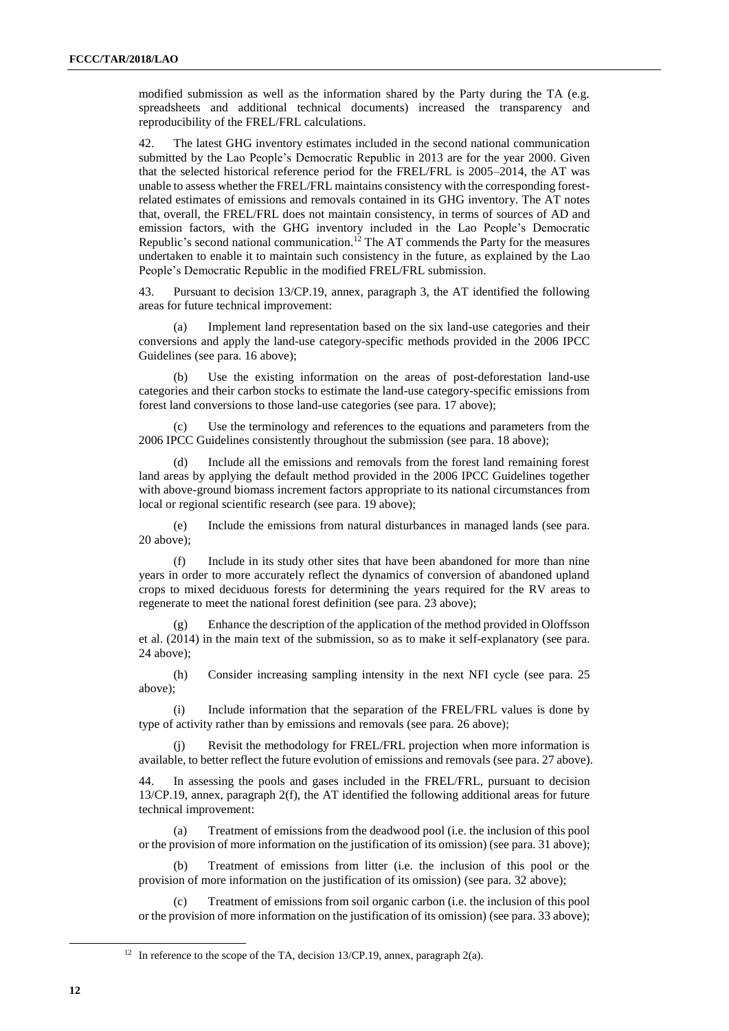modified submission as well as the information shared by the Party during the TA (e.g. spreadsheets and additional technical documents) increased the transparency and reproducibility of the FREL/FRL calculations.

42. The latest GHG inventory estimates included in the second national communication submitted by the Lao People's Democratic Republic in 2013 are for the year 2000. Given that the selected historical reference period for the FREL/FRL is 2005–2014, the AT was unable to assess whether the FREL/FRL maintains consistency with the corresponding forest-related estimates of emissions and removals contained in its GHG inventory. The AT notes that, overall, the FREL/FRL does not maintain consistency, in terms of sources of AD and emission factors, with the GHG inventory included in the Lao People's Democratic Republic's second national communication.[12] The AT commends the Party for the measures undertaken to enable it to maintain such consistency in the future, as explained by the Lao People's Democratic Republic in the modified FREL/FRL submission.

43. Pursuant to decision 13/CP.19, annex, paragraph 3, the AT identified the following areas for future technical improvement:

(a) Implement land representation based on the six land-use categories and their conversions and apply the land-use category-specific methods provided in the 2006 IPCC Guidelines (see para. 16 above);

(b) Use the existing information on the areas of post-deforestation land-use categories and their carbon stocks to estimate the land-use category-specific emissions from forest land conversions to those land-use categories (see para. 17 above);

(c) Use the terminology and references to the equations and parameters from the 2006 IPCC Guidelines consistently throughout the submission (see para. 18 above);

(d) Include all the emissions and removals from the forest land remaining forest land areas by applying the default method provided in the 2006 IPCC Guidelines together with above-ground biomass increment factors appropriate to its national circumstances from local or regional scientific research (see para. 19 above);

(e) Include the emissions from natural disturbances in managed lands (see para. 20 above);

(f) Include in its study other sites that have been abandoned for more than nine years in order to more accurately reflect the dynamics of conversion of abandoned upland crops to mixed deciduous forests for determining the years required for the RV areas to regenerate to meet the national forest definition (see para. 23 above);

(g) Enhance the description of the application of the method provided in Oloffsson et al. (2014) in the main text of the submission, so as to make it self-explanatory (see para. 24 above);

(h) Consider increasing sampling intensity in the next NFI cycle (see para. 25 above);

(i) Include information that the separation of the FREL/FRL values is done by type of activity rather than by emissions and removals (see para. 26 above);

(j) Revisit the methodology for FREL/FRL projection when more information is available, to better reflect the future evolution of emissions and removals (see para. 27 above).

44. In assessing the pools and gases included in the FREL/FRL, pursuant to decision 13/CP.19, annex, paragraph 2(f), the AT identified the following additional areas for future technical improvement:

(a) Treatment of emissions from the deadwood pool (i.e. the inclusion of this pool or the provision of more information on the justification of its omission) (see para. 31 above);

(b) Treatment of emissions from litter (i.e. the inclusion of this pool or the provision of more information on the justification of its omission) (see para. 32 above);

(c) Treatment of emissions from soil organic carbon (i.e. the inclusion of this pool or the provision of more information on the justification of its omission) (see para. 33 above);

[12] In reference to the scope of the TA, decision 13/CP.19, annex, paragraph 2(a).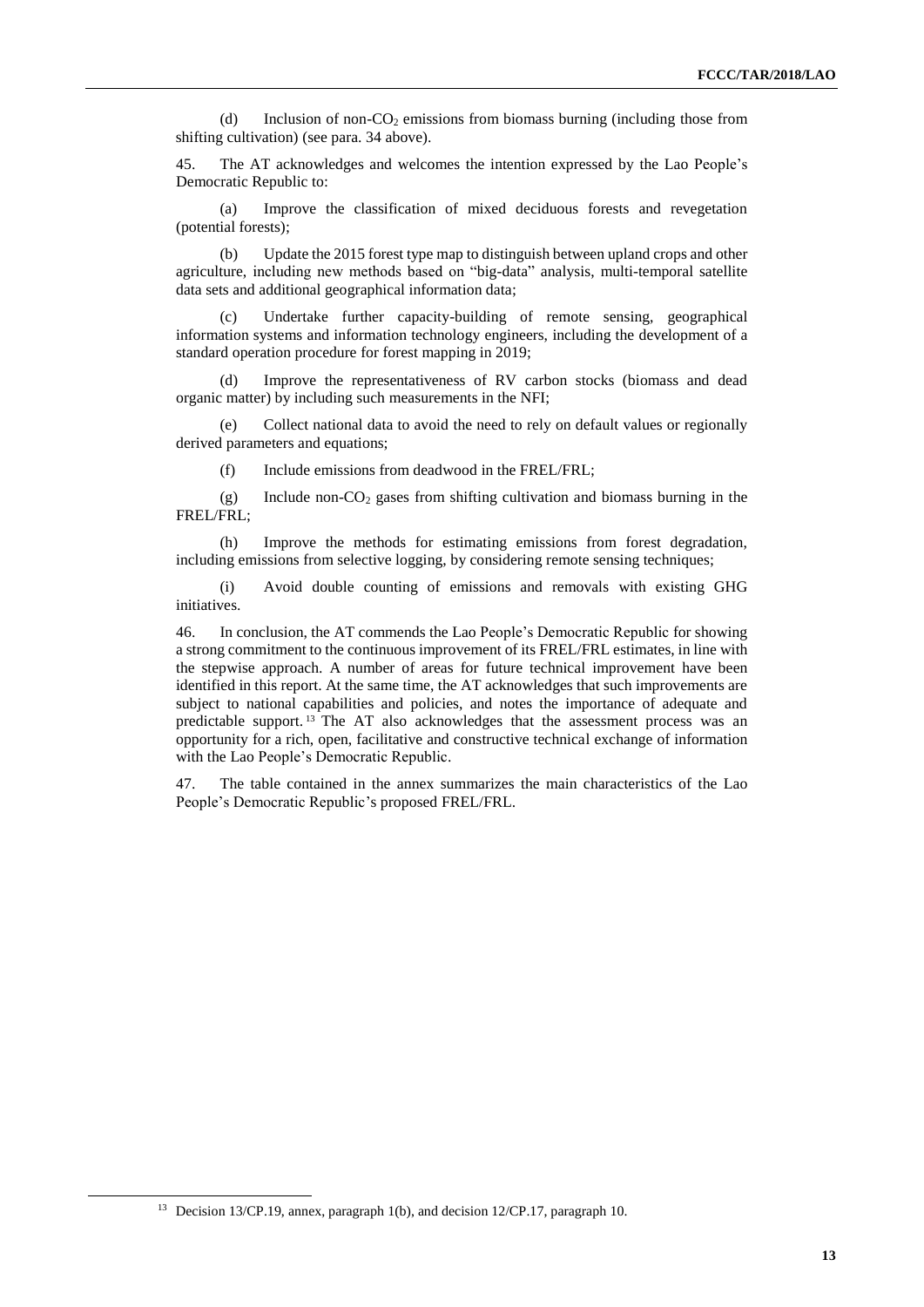(d) Inclusion of non-$CO_2$ emissions from biomass burning (including those from shifting cultivation) (see para. 34 above).

45. The AT acknowledges and welcomes the intention expressed by the Lao People's Democratic Republic to:

(a) Improve the classification of mixed deciduous forests and revegetation (potential forests);

(b) Update the 2015 forest type map to distinguish between upland crops and other agriculture, including new methods based on "big-data" analysis, multi-temporal satellite data sets and additional geographical information data;

(c) Undertake further capacity-building of remote sensing, geographical information systems and information technology engineers, including the development of a standard operation procedure for forest mapping in 2019;

(d) Improve the representativeness of RV carbon stocks (biomass and dead organic matter) by including such measurements in the NFI;

(e) Collect national data to avoid the need to rely on default values or regionally derived parameters and equations;

(f) Include emissions from deadwood in the FREL/FRL;

(g) Include non-$CO_2$ gases from shifting cultivation and biomass burning in the FREL/FRL;

(h) Improve the methods for estimating emissions from forest degradation, including emissions from selective logging, by considering remote sensing techniques;

(i) Avoid double counting of emissions and removals with existing GHG initiatives.

46. In conclusion, the AT commends the Lao People's Democratic Republic for showing a strong commitment to the continuous improvement of its FREL/FRL estimates, in line with the stepwise approach. A number of areas for future technical improvement have been identified in this report. At the same time, the AT acknowledges that such improvements are subject to national capabilities and policies, and notes the importance of adequate and predictable support.[13] The AT also acknowledges that the assessment process was an opportunity for a rich, open, facilitative and constructive technical exchange of information with the Lao People's Democratic Republic.

47. The table contained in the annex summarizes the main characteristics of the Lao People's Democratic Republic's proposed FREL/FRL.

[13] Decision 13/CP.19, annex, paragraph 1(b), and decision 12/CP.17, paragraph 10.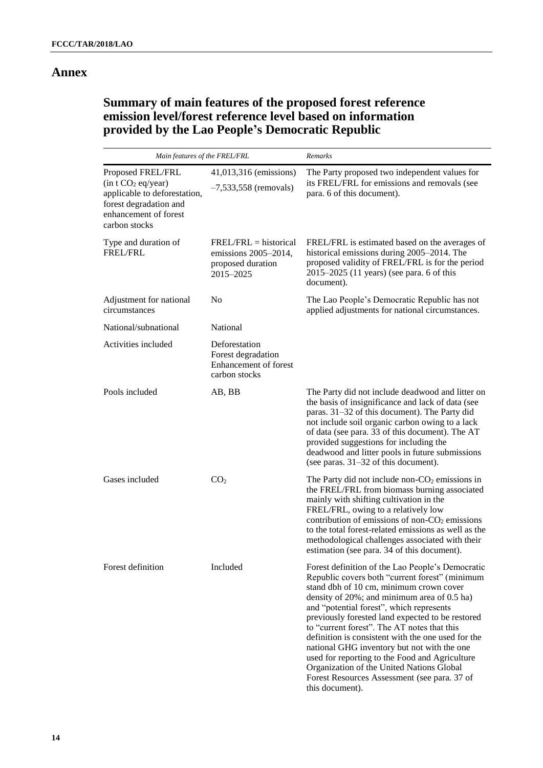# Annex

## Summary of main features of the proposed forest reference emission level/forest reference level based on information provided by the Lao People's Democratic Republic

| *Main features of the FREL/FRL* | | *Remarks* |
|---|---|---|
| Proposed FREL/FRL (in t $CO_2$ eq/year) applicable to deforestation, forest degradation and enhancement of forest carbon stocks | 41,013,316 (emissions)<br>–7,533,558 (removals) | The Party proposed two independent values for its FREL/FRL for emissions and removals (see para. 6 of this document). |
| Type and duration of FREL/FRL | FREL/FRL = historical emissions 2005–2014, proposed duration 2015–2025 | FREL/FRL is estimated based on the averages of historical emissions during 2005–2014. The proposed validity of FREL/FRL is for the period 2015–2025 (11 years) (see para. 6 of this document). |
| Adjustment for national circumstances | No | The Lao People's Democratic Republic has not applied adjustments for national circumstances. |
| National/subnational | National | |
| Activities included | Deforestation<br>Forest degradation<br>Enhancement of forest carbon stocks | |
| Pools included | AB, BB | The Party did not include deadwood and litter on the basis of insignificance and lack of data (see paras. 31–32 of this document). The Party did not include soil organic carbon owing to a lack of data (see para. 33 of this document). The AT provided suggestions for including the deadwood and litter pools in future submissions (see paras. 31–32 of this document). |
| Gases included | $CO_2$ | The Party did not include non-$CO_2$ emissions in the FREL/FRL from biomass burning associated mainly with shifting cultivation in the FREL/FRL, owing to a relatively low contribution of emissions of non-$CO_2$ emissions to the total forest-related emissions as well as the methodological challenges associated with their estimation (see para. 34 of this document). |
| Forest definition | Included | Forest definition of the Lao People's Democratic Republic covers both "current forest" (minimum stand dbh of 10 cm, minimum crown cover density of 20%; and minimum area of 0.5 ha) and "potential forest", which represents previously forested land expected to be restored to "current forest". The AT notes that this definition is consistent with the one used for the national GHG inventory but not with the one used for reporting to the Food and Agriculture Organization of the United Nations Global Forest Resources Assessment (see para. 37 of this document). |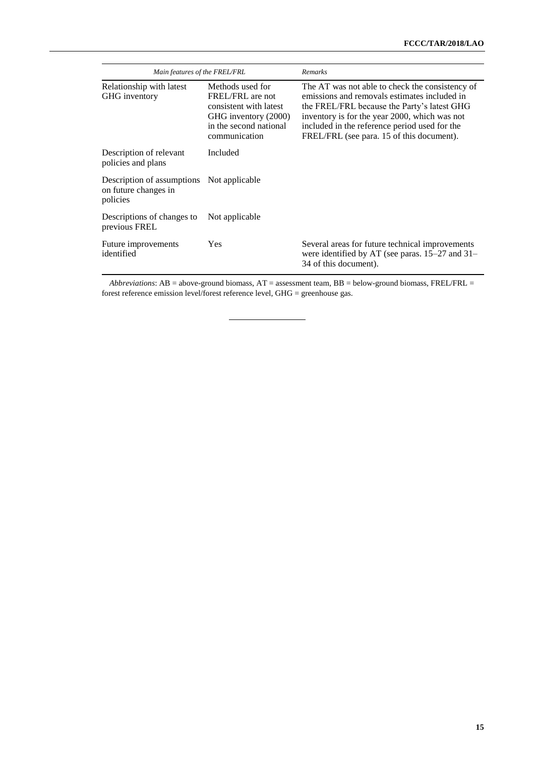| *Main features of the FREL/FRL* | | *Remarks* |
|---|---|---|
| Relationship with latest GHG inventory | Methods used for FREL/FRL are not consistent with latest GHG inventory (2000) in the second national communication | The AT was not able to check the consistency of emissions and removals estimates included in the FREL/FRL because the Party's latest GHG inventory is for the year 2000, which was not included in the reference period used for the FREL/FRL (see para. 15 of this document). |
| Description of relevant policies and plans | Included | |
| Description of assumptions on future changes in policies | Not applicable | |
| Descriptions of changes to previous FREL | Not applicable | |
| Future improvements identified | Yes | Several areas for future technical improvements were identified by AT (see paras. 15–27 and 31–34 of this document). |

*Abbreviations*: AB = above-ground biomass, AT = assessment team, BB = below-ground biomass, FREL/FRL = forest reference emission level/forest reference level, GHG = greenhouse gas.